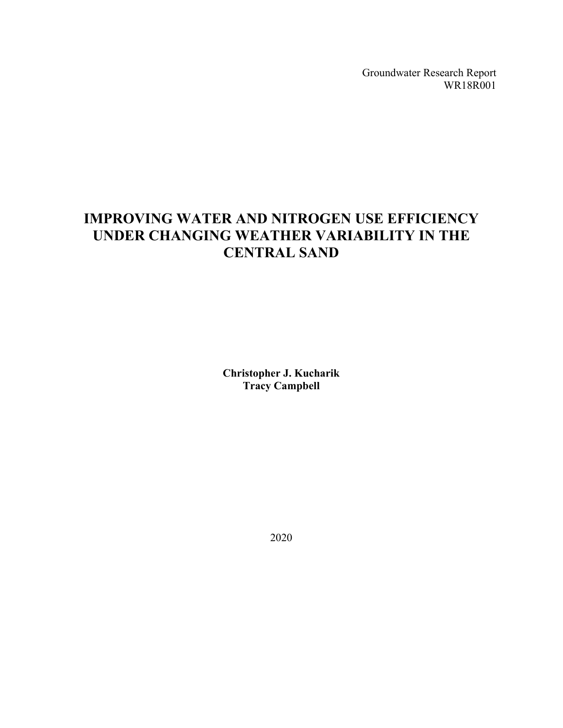Groundwater Research Report
WR18R001

# IMPROVING WATER AND NITROGEN USE EFFICIENCY UNDER CHANGING WEATHER VARIABILITY IN THE CENTRAL SAND

**Christopher J. Kucharik**
**Tracy Campbell**

2020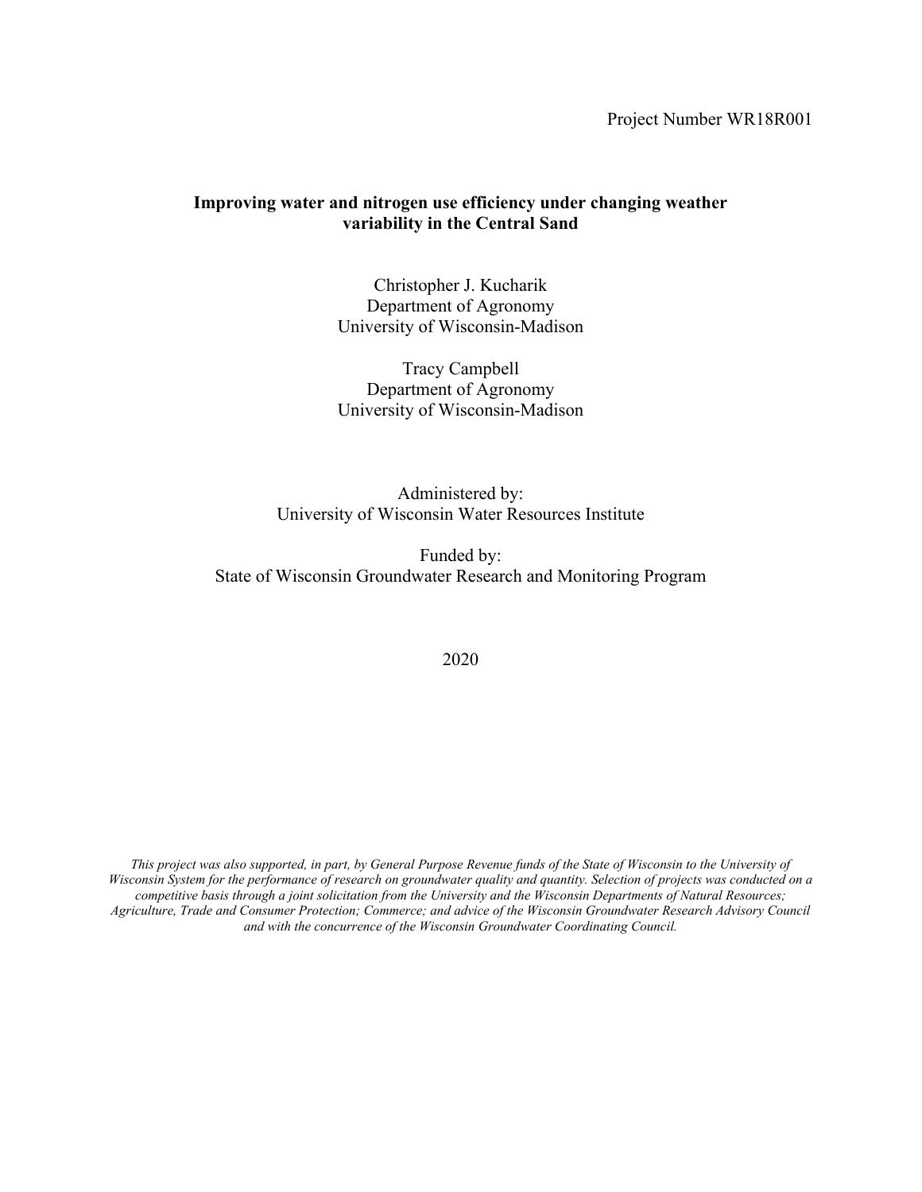Project Number WR18R001

**Improving water and nitrogen use efficiency under changing weather variability in the Central Sand**

Christopher J. Kucharik
Department of Agronomy
University of Wisconsin-Madison

Tracy Campbell
Department of Agronomy
University of Wisconsin-Madison

Administered by:
University of Wisconsin Water Resources Institute

Funded by:
State of Wisconsin Groundwater Research and Monitoring Program

2020

*This project was also supported, in part, by General Purpose Revenue funds of the State of Wisconsin to the University of Wisconsin System for the performance of research on groundwater quality and quantity. Selection of projects was conducted on a competitive basis through a joint solicitation from the University and the Wisconsin Departments of Natural Resources; Agriculture, Trade and Consumer Protection; Commerce; and advice of the Wisconsin Groundwater Research Advisory Council and with the concurrence of the Wisconsin Groundwater Coordinating Council.*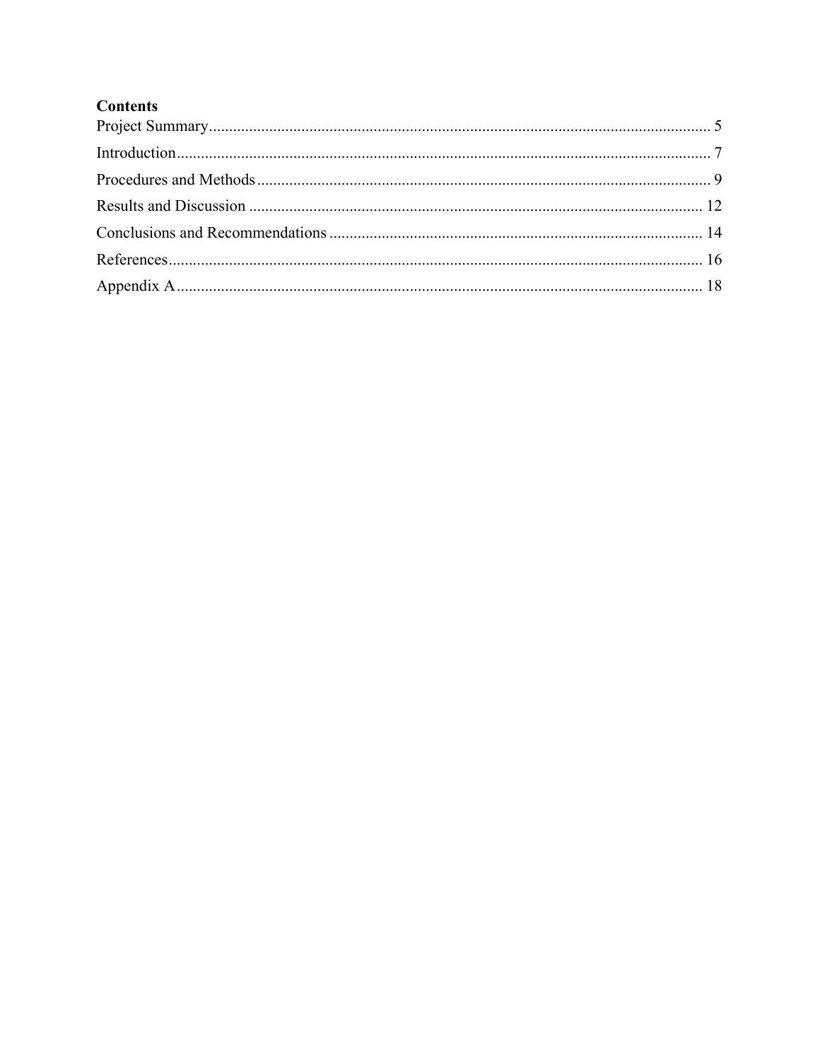**Contents**

Project Summary ............................................................................................................................ 5

Introduction.................................................................................................................................... 7

Procedures and Methods ................................................................................................................ 9

Results and Discussion ................................................................................................................ 12

Conclusions and Recommendations ............................................................................................ 14

References.................................................................................................................................... 16

Appendix A .................................................................................................................................. 18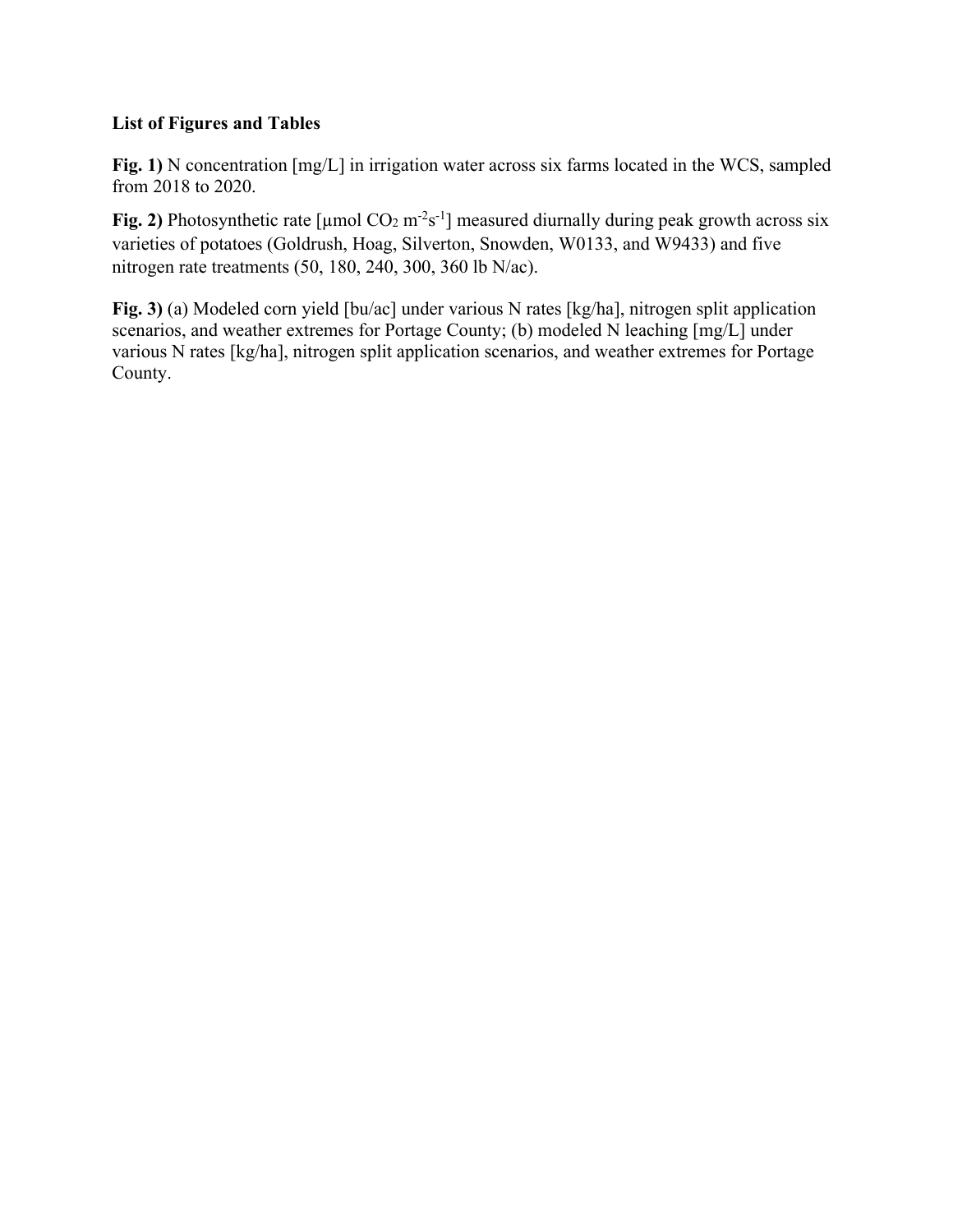**List of Figures and Tables**

**Fig. 1)** N concentration [mg/L] in irrigation water across six farms located in the WCS, sampled from 2018 to 2020.

**Fig. 2)** Photosynthetic rate [μmol $CO_2$ $m^{-2}s^{-1}$] measured diurnally during peak growth across six varieties of potatoes (Goldrush, Hoag, Silverton, Snowden, W0133, and W9433) and five nitrogen rate treatments (50, 180, 240, 300, 360 lb N/ac).

**Fig. 3)** (a) Modeled corn yield [bu/ac] under various N rates [kg/ha], nitrogen split application scenarios, and weather extremes for Portage County; (b) modeled N leaching [mg/L] under various N rates [kg/ha], nitrogen split application scenarios, and weather extremes for Portage County.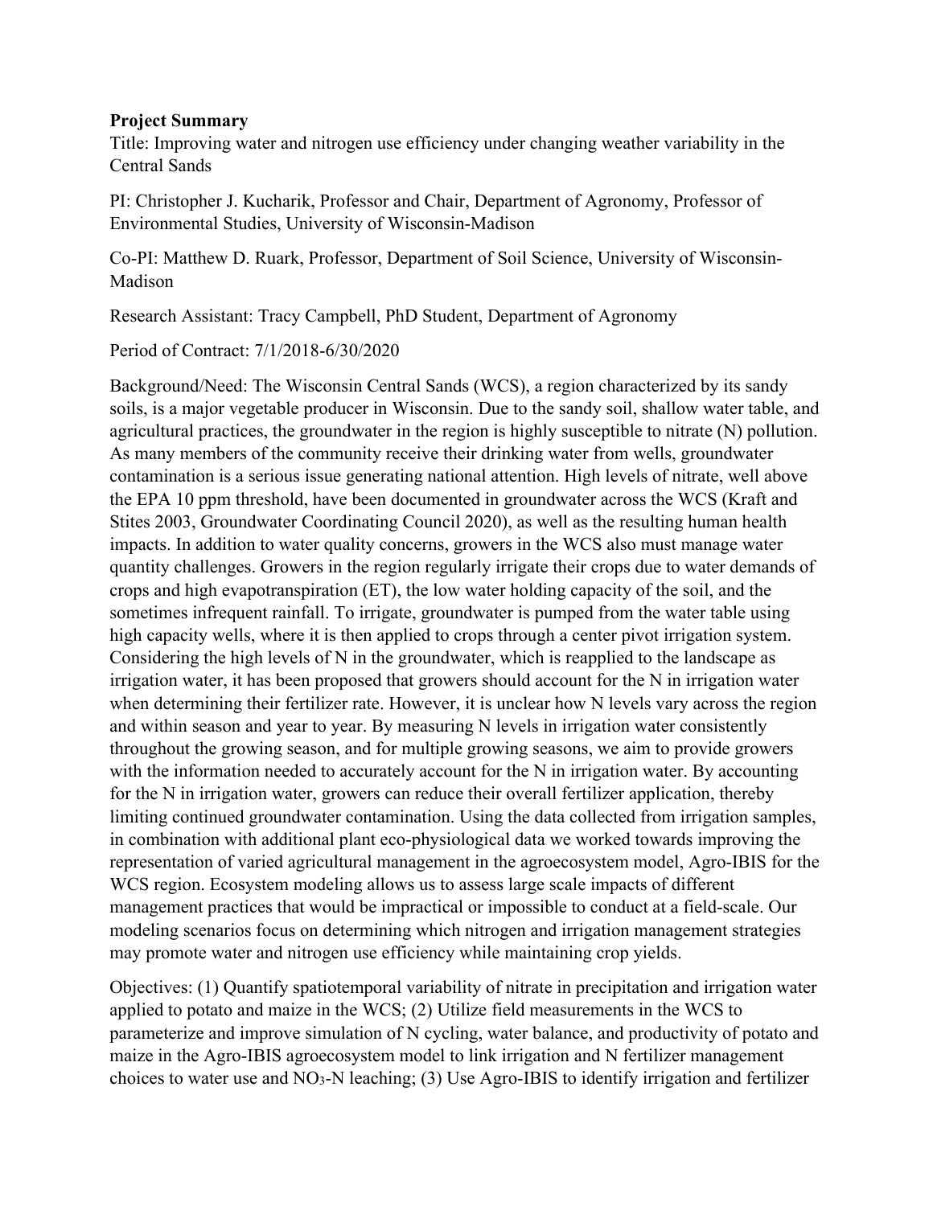**Project Summary**

Title: Improving water and nitrogen use efficiency under changing weather variability in the Central Sands

PI: Christopher J. Kucharik, Professor and Chair, Department of Agronomy, Professor of Environmental Studies, University of Wisconsin-Madison

Co-PI: Matthew D. Ruark, Professor, Department of Soil Science, University of Wisconsin-Madison

Research Assistant: Tracy Campbell, PhD Student, Department of Agronomy

Period of Contract: 7/1/2018-6/30/2020

Background/Need: The Wisconsin Central Sands (WCS), a region characterized by its sandy soils, is a major vegetable producer in Wisconsin. Due to the sandy soil, shallow water table, and agricultural practices, the groundwater in the region is highly susceptible to nitrate (N) pollution. As many members of the community receive their drinking water from wells, groundwater contamination is a serious issue generating national attention. High levels of nitrate, well above the EPA 10 ppm threshold, have been documented in groundwater across the WCS (Kraft and Stites 2003, Groundwater Coordinating Council 2020), as well as the resulting human health impacts. In addition to water quality concerns, growers in the WCS also must manage water quantity challenges. Growers in the region regularly irrigate their crops due to water demands of crops and high evapotranspiration (ET), the low water holding capacity of the soil, and the sometimes infrequent rainfall. To irrigate, groundwater is pumped from the water table using high capacity wells, where it is then applied to crops through a center pivot irrigation system. Considering the high levels of N in the groundwater, which is reapplied to the landscape as irrigation water, it has been proposed that growers should account for the N in irrigation water when determining their fertilizer rate. However, it is unclear how N levels vary across the region and within season and year to year. By measuring N levels in irrigation water consistently throughout the growing season, and for multiple growing seasons, we aim to provide growers with the information needed to accurately account for the N in irrigation water. By accounting for the N in irrigation water, growers can reduce their overall fertilizer application, thereby limiting continued groundwater contamination. Using the data collected from irrigation samples, in combination with additional plant eco-physiological data we worked towards improving the representation of varied agricultural management in the agroecosystem model, Agro-IBIS for the WCS region. Ecosystem modeling allows us to assess large scale impacts of different management practices that would be impractical or impossible to conduct at a field-scale. Our modeling scenarios focus on determining which nitrogen and irrigation management strategies may promote water and nitrogen use efficiency while maintaining crop yields.

Objectives: (1) Quantify spatiotemporal variability of nitrate in precipitation and irrigation water applied to potato and maize in the WCS; (2) Utilize field measurements in the WCS to parameterize and improve simulation of N cycling, water balance, and productivity of potato and maize in the Agro-IBIS agroecosystem model to link irrigation and N fertilizer management choices to water use and $NO_3$-N leaching; (3) Use Agro-IBIS to identify irrigation and fertilizer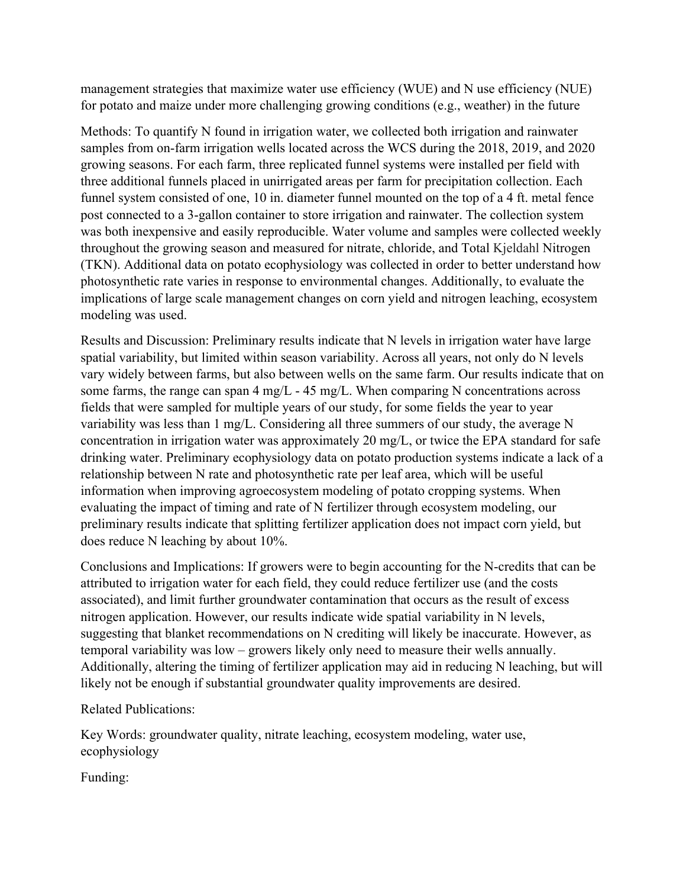management strategies that maximize water use efficiency (WUE) and N use efficiency (NUE) for potato and maize under more challenging growing conditions (e.g., weather) in the future

Methods: To quantify N found in irrigation water, we collected both irrigation and rainwater samples from on-farm irrigation wells located across the WCS during the 2018, 2019, and 2020 growing seasons. For each farm, three replicated funnel systems were installed per field with three additional funnels placed in unirrigated areas per farm for precipitation collection. Each funnel system consisted of one, 10 in. diameter funnel mounted on the top of a 4 ft. metal fence post connected to a 3-gallon container to store irrigation and rainwater. The collection system was both inexpensive and easily reproducible. Water volume and samples were collected weekly throughout the growing season and measured for nitrate, chloride, and Total Kjeldahl Nitrogen (TKN). Additional data on potato ecophysiology was collected in order to better understand how photosynthetic rate varies in response to environmental changes. Additionally, to evaluate the implications of large scale management changes on corn yield and nitrogen leaching, ecosystem modeling was used.

Results and Discussion: Preliminary results indicate that N levels in irrigation water have large spatial variability, but limited within season variability. Across all years, not only do N levels vary widely between farms, but also between wells on the same farm. Our results indicate that on some farms, the range can span 4 mg/L - 45 mg/L. When comparing N concentrations across fields that were sampled for multiple years of our study, for some fields the year to year variability was less than 1 mg/L. Considering all three summers of our study, the average N concentration in irrigation water was approximately 20 mg/L, or twice the EPA standard for safe drinking water. Preliminary ecophysiology data on potato production systems indicate a lack of a relationship between N rate and photosynthetic rate per leaf area, which will be useful information when improving agroecosystem modeling of potato cropping systems. When evaluating the impact of timing and rate of N fertilizer through ecosystem modeling, our preliminary results indicate that splitting fertilizer application does not impact corn yield, but does reduce N leaching by about 10%.

Conclusions and Implications: If growers were to begin accounting for the N-credits that can be attributed to irrigation water for each field, they could reduce fertilizer use (and the costs associated), and limit further groundwater contamination that occurs as the result of excess nitrogen application. However, our results indicate wide spatial variability in N levels, suggesting that blanket recommendations on N crediting will likely be inaccurate. However, as temporal variability was low – growers likely only need to measure their wells annually. Additionally, altering the timing of fertilizer application may aid in reducing N leaching, but will likely not be enough if substantial groundwater quality improvements are desired.

Related Publications:

Key Words: groundwater quality, nitrate leaching, ecosystem modeling, water use, ecophysiology

Funding: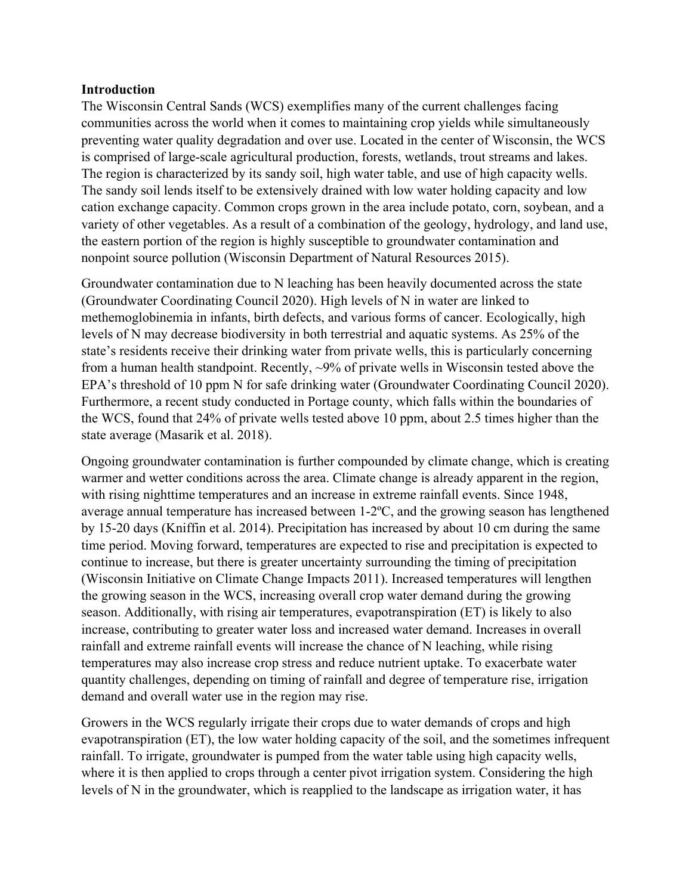**Introduction**

The Wisconsin Central Sands (WCS) exemplifies many of the current challenges facing communities across the world when it comes to maintaining crop yields while simultaneously preventing water quality degradation and over use. Located in the center of Wisconsin, the WCS is comprised of large-scale agricultural production, forests, wetlands, trout streams and lakes. The region is characterized by its sandy soil, high water table, and use of high capacity wells. The sandy soil lends itself to be extensively drained with low water holding capacity and low cation exchange capacity. Common crops grown in the area include potato, corn, soybean, and a variety of other vegetables. As a result of a combination of the geology, hydrology, and land use, the eastern portion of the region is highly susceptible to groundwater contamination and nonpoint source pollution (Wisconsin Department of Natural Resources 2015).

Groundwater contamination due to N leaching has been heavily documented across the state (Groundwater Coordinating Council 2020). High levels of N in water are linked to methemoglobinemia in infants, birth defects, and various forms of cancer. Ecologically, high levels of N may decrease biodiversity in both terrestrial and aquatic systems. As 25% of the state's residents receive their drinking water from private wells, this is particularly concerning from a human health standpoint. Recently, ~9% of private wells in Wisconsin tested above the EPA's threshold of 10 ppm N for safe drinking water (Groundwater Coordinating Council 2020). Furthermore, a recent study conducted in Portage county, which falls within the boundaries of the WCS, found that 24% of private wells tested above 10 ppm, about 2.5 times higher than the state average (Masarik et al. 2018).

Ongoing groundwater contamination is further compounded by climate change, which is creating warmer and wetter conditions across the area. Climate change is already apparent in the region, with rising nighttime temperatures and an increase in extreme rainfall events. Since 1948, average annual temperature has increased between 1-2ºC, and the growing season has lengthened by 15-20 days (Kniffin et al. 2014). Precipitation has increased by about 10 cm during the same time period. Moving forward, temperatures are expected to rise and precipitation is expected to continue to increase, but there is greater uncertainty surrounding the timing of precipitation (Wisconsin Initiative on Climate Change Impacts 2011). Increased temperatures will lengthen the growing season in the WCS, increasing overall crop water demand during the growing season. Additionally, with rising air temperatures, evapotranspiration (ET) is likely to also increase, contributing to greater water loss and increased water demand. Increases in overall rainfall and extreme rainfall events will increase the chance of N leaching, while rising temperatures may also increase crop stress and reduce nutrient uptake. To exacerbate water quantity challenges, depending on timing of rainfall and degree of temperature rise, irrigation demand and overall water use in the region may rise.

Growers in the WCS regularly irrigate their crops due to water demands of crops and high evapotranspiration (ET), the low water holding capacity of the soil, and the sometimes infrequent rainfall. To irrigate, groundwater is pumped from the water table using high capacity wells, where it is then applied to crops through a center pivot irrigation system. Considering the high levels of N in the groundwater, which is reapplied to the landscape as irrigation water, it has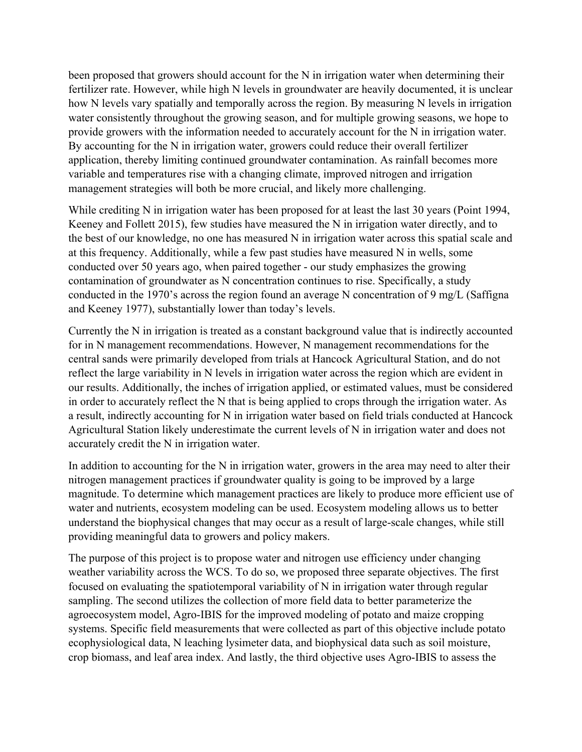been proposed that growers should account for the N in irrigation water when determining their fertilizer rate. However, while high N levels in groundwater are heavily documented, it is unclear how N levels vary spatially and temporally across the region. By measuring N levels in irrigation water consistently throughout the growing season, and for multiple growing seasons, we hope to provide growers with the information needed to accurately account for the N in irrigation water. By accounting for the N in irrigation water, growers could reduce their overall fertilizer application, thereby limiting continued groundwater contamination. As rainfall becomes more variable and temperatures rise with a changing climate, improved nitrogen and irrigation management strategies will both be more crucial, and likely more challenging.

While crediting N in irrigation water has been proposed for at least the last 30 years (Point 1994, Keeney and Follett 2015), few studies have measured the N in irrigation water directly, and to the best of our knowledge, no one has measured N in irrigation water across this spatial scale and at this frequency. Additionally, while a few past studies have measured N in wells, some conducted over 50 years ago, when paired together - our study emphasizes the growing contamination of groundwater as N concentration continues to rise. Specifically, a study conducted in the 1970's across the region found an average N concentration of 9 mg/L (Saffigna and Keeney 1977), substantially lower than today's levels.

Currently the N in irrigation is treated as a constant background value that is indirectly accounted for in N management recommendations. However, N management recommendations for the central sands were primarily developed from trials at Hancock Agricultural Station, and do not reflect the large variability in N levels in irrigation water across the region which are evident in our results. Additionally, the inches of irrigation applied, or estimated values, must be considered in order to accurately reflect the N that is being applied to crops through the irrigation water. As a result, indirectly accounting for N in irrigation water based on field trials conducted at Hancock Agricultural Station likely underestimate the current levels of N in irrigation water and does not accurately credit the N in irrigation water.

In addition to accounting for the N in irrigation water, growers in the area may need to alter their nitrogen management practices if groundwater quality is going to be improved by a large magnitude. To determine which management practices are likely to produce more efficient use of water and nutrients, ecosystem modeling can be used. Ecosystem modeling allows us to better understand the biophysical changes that may occur as a result of large-scale changes, while still providing meaningful data to growers and policy makers.

The purpose of this project is to propose water and nitrogen use efficiency under changing weather variability across the WCS. To do so, we proposed three separate objectives. The first focused on evaluating the spatiotemporal variability of N in irrigation water through regular sampling. The second utilizes the collection of more field data to better parameterize the agroecosystem model, Agro-IBIS for the improved modeling of potato and maize cropping systems. Specific field measurements that were collected as part of this objective include potato ecophysiological data, N leaching lysimeter data, and biophysical data such as soil moisture, crop biomass, and leaf area index. And lastly, the third objective uses Agro-IBIS to assess the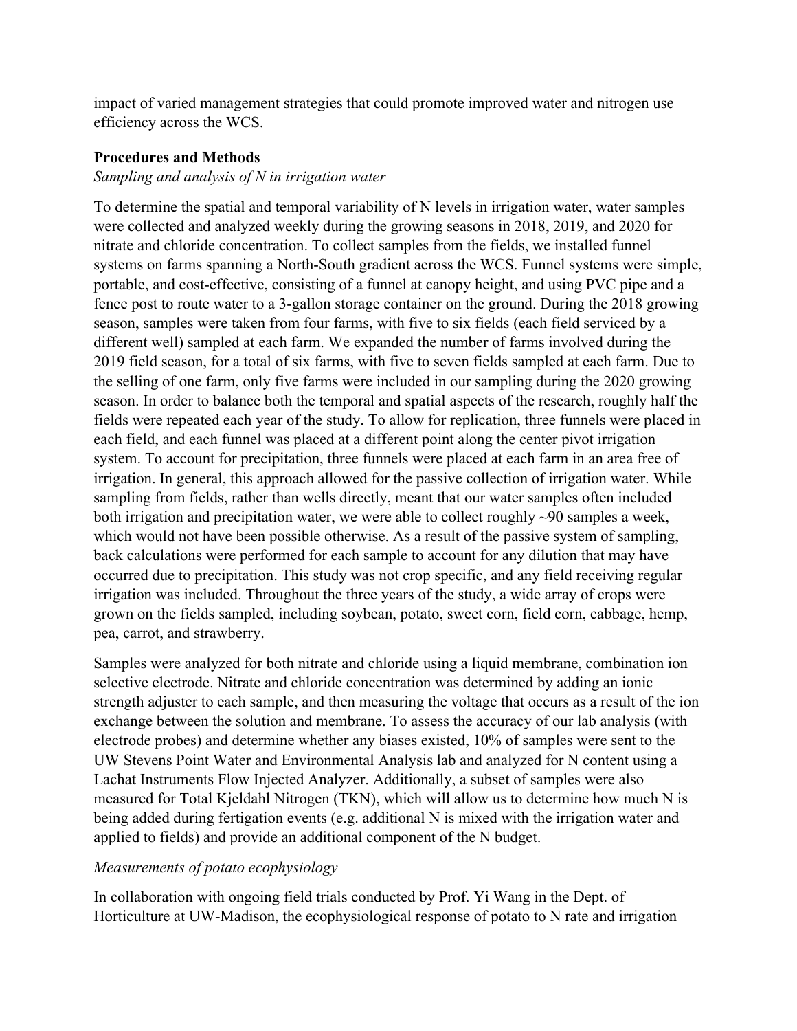impact of varied management strategies that could promote improved water and nitrogen use efficiency across the WCS.

## Procedures and Methods

### *Sampling and analysis of N in irrigation water*

To determine the spatial and temporal variability of N levels in irrigation water, water samples were collected and analyzed weekly during the growing seasons in 2018, 2019, and 2020 for nitrate and chloride concentration. To collect samples from the fields, we installed funnel systems on farms spanning a North-South gradient across the WCS. Funnel systems were simple, portable, and cost-effective, consisting of a funnel at canopy height, and using PVC pipe and a fence post to route water to a 3-gallon storage container on the ground. During the 2018 growing season, samples were taken from four farms, with five to six fields (each field serviced by a different well) sampled at each farm. We expanded the number of farms involved during the 2019 field season, for a total of six farms, with five to seven fields sampled at each farm. Due to the selling of one farm, only five farms were included in our sampling during the 2020 growing season. In order to balance both the temporal and spatial aspects of the research, roughly half the fields were repeated each year of the study. To allow for replication, three funnels were placed in each field, and each funnel was placed at a different point along the center pivot irrigation system. To account for precipitation, three funnels were placed at each farm in an area free of irrigation. In general, this approach allowed for the passive collection of irrigation water. While sampling from fields, rather than wells directly, meant that our water samples often included both irrigation and precipitation water, we were able to collect roughly ~90 samples a week, which would not have been possible otherwise. As a result of the passive system of sampling, back calculations were performed for each sample to account for any dilution that may have occurred due to precipitation. This study was not crop specific, and any field receiving regular irrigation was included. Throughout the three years of the study, a wide array of crops were grown on the fields sampled, including soybean, potato, sweet corn, field corn, cabbage, hemp, pea, carrot, and strawberry.

Samples were analyzed for both nitrate and chloride using a liquid membrane, combination ion selective electrode. Nitrate and chloride concentration was determined by adding an ionic strength adjuster to each sample, and then measuring the voltage that occurs as a result of the ion exchange between the solution and membrane. To assess the accuracy of our lab analysis (with electrode probes) and determine whether any biases existed, 10% of samples were sent to the UW Stevens Point Water and Environmental Analysis lab and analyzed for N content using a Lachat Instruments Flow Injected Analyzer. Additionally, a subset of samples were also measured for Total Kjeldahl Nitrogen (TKN), which will allow us to determine how much N is being added during fertigation events (e.g. additional N is mixed with the irrigation water and applied to fields) and provide an additional component of the N budget.

### *Measurements of potato ecophysiology*

In collaboration with ongoing field trials conducted by Prof. Yi Wang in the Dept. of Horticulture at UW-Madison, the ecophysiological response of potato to N rate and irrigation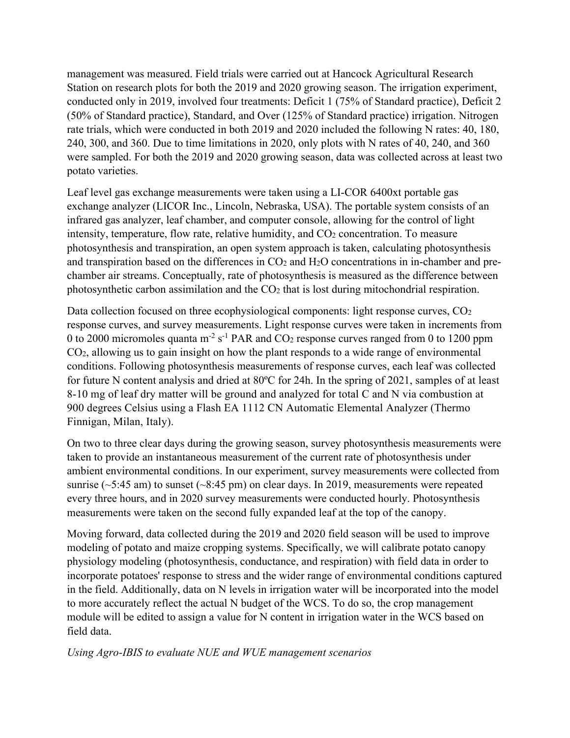management was measured. Field trials were carried out at Hancock Agricultural Research Station on research plots for both the 2019 and 2020 growing season. The irrigation experiment, conducted only in 2019, involved four treatments: Deficit 1 (75% of Standard practice), Deficit 2 (50% of Standard practice), Standard, and Over (125% of Standard practice) irrigation. Nitrogen rate trials, which were conducted in both 2019 and 2020 included the following N rates: 40, 180, 240, 300, and 360. Due to time limitations in 2020, only plots with N rates of 40, 240, and 360 were sampled. For both the 2019 and 2020 growing season, data was collected across at least two potato varieties.

Leaf level gas exchange measurements were taken using a LI-COR 6400xt portable gas exchange analyzer (LICOR Inc., Lincoln, Nebraska, USA). The portable system consists of an infrared gas analyzer, leaf chamber, and computer console, allowing for the control of light intensity, temperature, flow rate, relative humidity, and $CO_2$ concentration. To measure photosynthesis and transpiration, an open system approach is taken, calculating photosynthesis and transpiration based on the differences in $CO_2$ and $H_2O$ concentrations in in-chamber and pre-chamber air streams. Conceptually, rate of photosynthesis is measured as the difference between photosynthetic carbon assimilation and the $CO_2$ that is lost during mitochondrial respiration.

Data collection focused on three ecophysiological components: light response curves, $CO_2$ response curves, and survey measurements. Light response curves were taken in increments from 0 to 2000 micromoles quanta $m^{-2}$ $s^{-1}$ PAR and $CO_2$ response curves ranged from 0 to 1200 ppm $CO_2$, allowing us to gain insight on how the plant responds to a wide range of environmental conditions. Following photosynthesis measurements of response curves, each leaf was collected for future N content analysis and dried at 80ºC for 24h. In the spring of 2021, samples of at least 8-10 mg of leaf dry matter will be ground and analyzed for total C and N via combustion at 900 degrees Celsius using a Flash EA 1112 CN Automatic Elemental Analyzer (Thermo Finnigan, Milan, Italy).

On two to three clear days during the growing season, survey photosynthesis measurements were taken to provide an instantaneous measurement of the current rate of photosynthesis under ambient environmental conditions. In our experiment, survey measurements were collected from sunrise (~5:45 am) to sunset (~8:45 pm) on clear days. In 2019, measurements were repeated every three hours, and in 2020 survey measurements were conducted hourly. Photosynthesis measurements were taken on the second fully expanded leaf at the top of the canopy.

Moving forward, data collected during the 2019 and 2020 field season will be used to improve modeling of potato and maize cropping systems. Specifically, we will calibrate potato canopy physiology modeling (photosynthesis, conductance, and respiration) with field data in order to incorporate potatoes' response to stress and the wider range of environmental conditions captured in the field. Additionally, data on N levels in irrigation water will be incorporated into the model to more accurately reflect the actual N budget of the WCS. To do so, the crop management module will be edited to assign a value for N content in irrigation water in the WCS based on field data.

*Using Agro-IBIS to evaluate NUE and WUE management scenarios*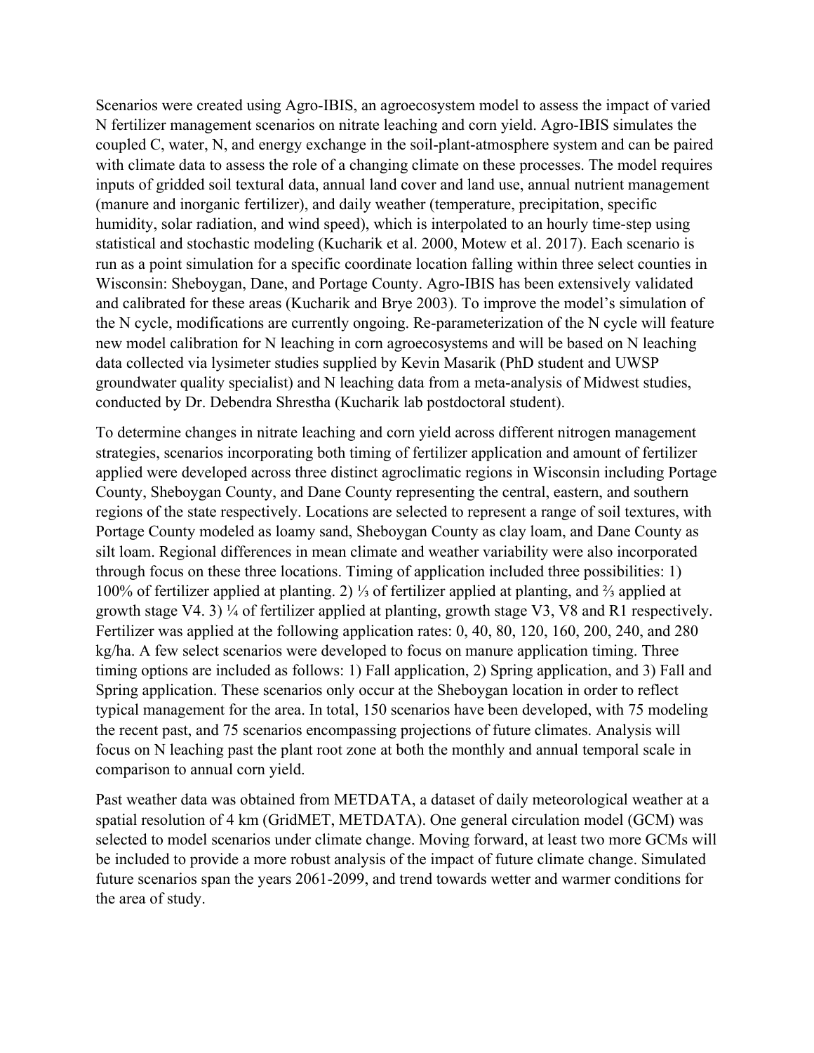Scenarios were created using Agro-IBIS, an agroecosystem model to assess the impact of varied N fertilizer management scenarios on nitrate leaching and corn yield. Agro-IBIS simulates the coupled C, water, N, and energy exchange in the soil-plant-atmosphere system and can be paired with climate data to assess the role of a changing climate on these processes. The model requires inputs of gridded soil textural data, annual land cover and land use, annual nutrient management (manure and inorganic fertilizer), and daily weather (temperature, precipitation, specific humidity, solar radiation, and wind speed), which is interpolated to an hourly time-step using statistical and stochastic modeling (Kucharik et al. 2000, Motew et al. 2017). Each scenario is run as a point simulation for a specific coordinate location falling within three select counties in Wisconsin: Sheboygan, Dane, and Portage County. Agro-IBIS has been extensively validated and calibrated for these areas (Kucharik and Brye 2003). To improve the model's simulation of the N cycle, modifications are currently ongoing. Re-parameterization of the N cycle will feature new model calibration for N leaching in corn agroecosystems and will be based on N leaching data collected via lysimeter studies supplied by Kevin Masarik (PhD student and UWSP groundwater quality specialist) and N leaching data from a meta-analysis of Midwest studies, conducted by Dr. Debendra Shrestha (Kucharik lab postdoctoral student).

To determine changes in nitrate leaching and corn yield across different nitrogen management strategies, scenarios incorporating both timing of fertilizer application and amount of fertilizer applied were developed across three distinct agroclimatic regions in Wisconsin including Portage County, Sheboygan County, and Dane County representing the central, eastern, and southern regions of the state respectively. Locations are selected to represent a range of soil textures, with Portage County modeled as loamy sand, Sheboygan County as clay loam, and Dane County as silt loam. Regional differences in mean climate and weather variability were also incorporated through focus on these three locations. Timing of application included three possibilities: 1) 100% of fertilizer applied at planting. 2) ⅓ of fertilizer applied at planting, and ⅔ applied at growth stage V4. 3) ¼ of fertilizer applied at planting, growth stage V3, V8 and R1 respectively. Fertilizer was applied at the following application rates: 0, 40, 80, 120, 160, 200, 240, and 280 kg/ha. A few select scenarios were developed to focus on manure application timing. Three timing options are included as follows: 1) Fall application, 2) Spring application, and 3) Fall and Spring application. These scenarios only occur at the Sheboygan location in order to reflect typical management for the area. In total, 150 scenarios have been developed, with 75 modeling the recent past, and 75 scenarios encompassing projections of future climates. Analysis will focus on N leaching past the plant root zone at both the monthly and annual temporal scale in comparison to annual corn yield.

Past weather data was obtained from METDATA, a dataset of daily meteorological weather at a spatial resolution of 4 km (GridMET, METDATA). One general circulation model (GCM) was selected to model scenarios under climate change. Moving forward, at least two more GCMs will be included to provide a more robust analysis of the impact of future climate change. Simulated future scenarios span the years 2061-2099, and trend towards wetter and warmer conditions for the area of study.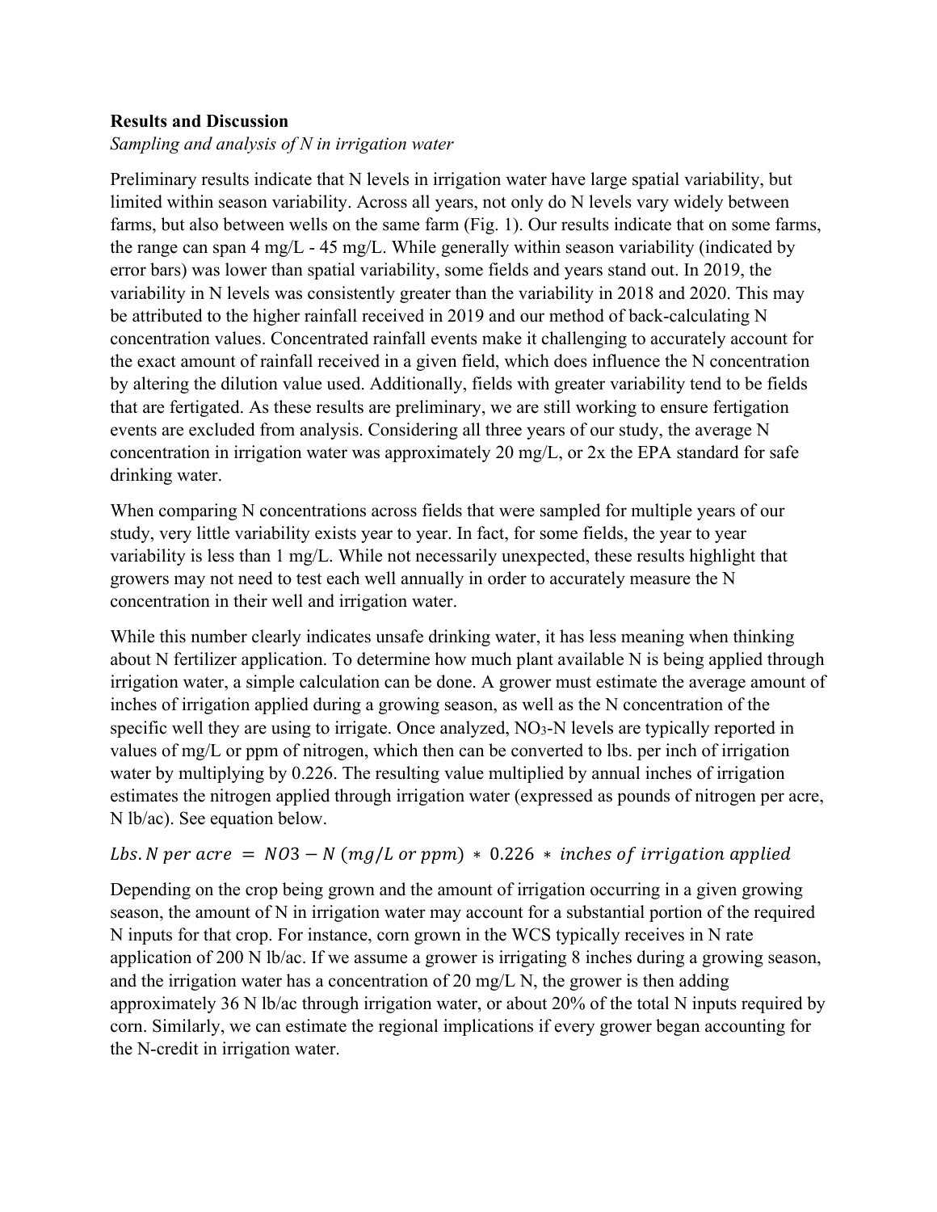**Results and Discussion**

*Sampling and analysis of N in irrigation water*

Preliminary results indicate that N levels in irrigation water have large spatial variability, but limited within season variability. Across all years, not only do N levels vary widely between farms, but also between wells on the same farm (Fig. 1). Our results indicate that on some farms, the range can span 4 mg/L - 45 mg/L. While generally within season variability (indicated by error bars) was lower than spatial variability, some fields and years stand out. In 2019, the variability in N levels was consistently greater than the variability in 2018 and 2020. This may be attributed to the higher rainfall received in 2019 and our method of back-calculating N concentration values. Concentrated rainfall events make it challenging to accurately account for the exact amount of rainfall received in a given field, which does influence the N concentration by altering the dilution value used. Additionally, fields with greater variability tend to be fields that are fertigated. As these results are preliminary, we are still working to ensure fertigation events are excluded from analysis. Considering all three years of our study, the average N concentration in irrigation water was approximately 20 mg/L, or 2x the EPA standard for safe drinking water.

When comparing N concentrations across fields that were sampled for multiple years of our study, very little variability exists year to year. In fact, for some fields, the year to year variability is less than 1 mg/L. While not necessarily unexpected, these results highlight that growers may not need to test each well annually in order to accurately measure the N concentration in their well and irrigation water.

While this number clearly indicates unsafe drinking water, it has less meaning when thinking about N fertilizer application. To determine how much plant available N is being applied through irrigation water, a simple calculation can be done. A grower must estimate the average amount of inches of irrigation applied during a growing season, as well as the N concentration of the specific well they are using to irrigate. Once analyzed, $NO_3$-N levels are typically reported in values of mg/L or ppm of nitrogen, which then can be converted to lbs. per inch of irrigation water by multiplying by 0.226. The resulting value multiplied by annual inches of irrigation estimates the nitrogen applied through irrigation water (expressed as pounds of nitrogen per acre, N lb/ac). See equation below.

$$Lbs.\,N\ per\ acre\ =\ NO3-N\ (mg/L\ or\ ppm)\ *\ 0.226\ *\ inches\ of\ irrigation\ applied$$

Depending on the crop being grown and the amount of irrigation occurring in a given growing season, the amount of N in irrigation water may account for a substantial portion of the required N inputs for that crop. For instance, corn grown in the WCS typically receives in N rate application of 200 N lb/ac. If we assume a grower is irrigating 8 inches during a growing season, and the irrigation water has a concentration of 20 mg/L N, the grower is then adding approximately 36 N lb/ac through irrigation water, or about 20% of the total N inputs required by corn. Similarly, we can estimate the regional implications if every grower began accounting for the N-credit in irrigation water.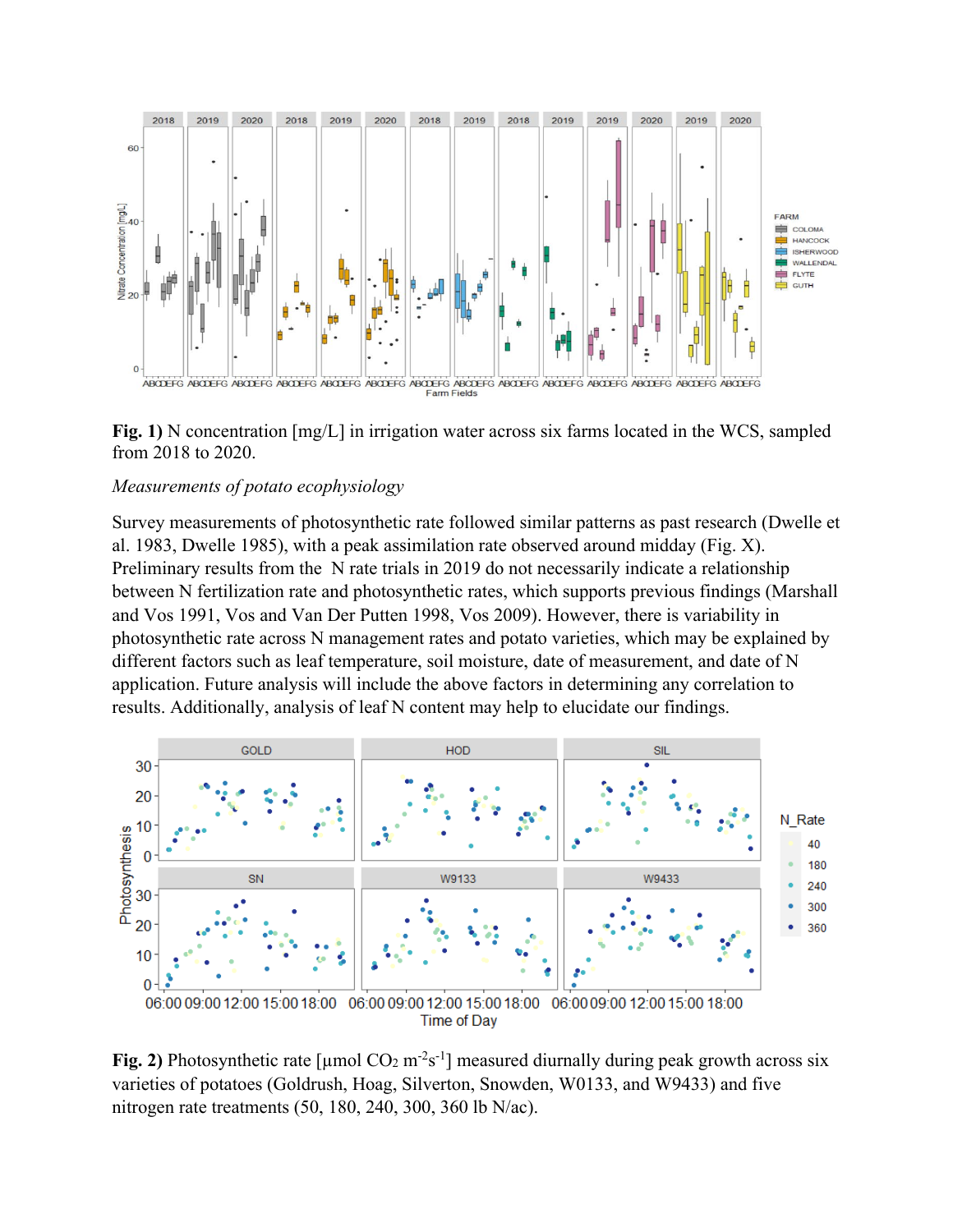**Fig. 1)** N concentration [mg/L] in irrigation water across six farms located in the WCS, sampled from 2018 to 2020.

*Measurements of potato ecophysiology*

Survey measurements of photosynthetic rate followed similar patterns as past research (Dwelle et al. 1983, Dwelle 1985), with a peak assimilation rate observed around midday (Fig. X). Preliminary results from the N rate trials in 2019 do not necessarily indicate a relationship between N fertilization rate and photosynthetic rates, which supports previous findings (Marshall and Vos 1991, Vos and Van Der Putten 1998, Vos 2009). However, there is variability in photosynthetic rate across N management rates and potato varieties, which may be explained by different factors such as leaf temperature, soil moisture, date of measurement, and date of N application. Future analysis will include the above factors in determining any correlation to results. Additionally, analysis of leaf N content may help to elucidate our findings.

**Fig. 2)** Photosynthetic rate [μmol $CO_2$ $m^{-2}s^{-1}$] measured diurnally during peak growth across six varieties of potatoes (Goldrush, Hoag, Silverton, Snowden, W0133, and W9433) and five nitrogen rate treatments (50, 180, 240, 300, 360 lb N/ac).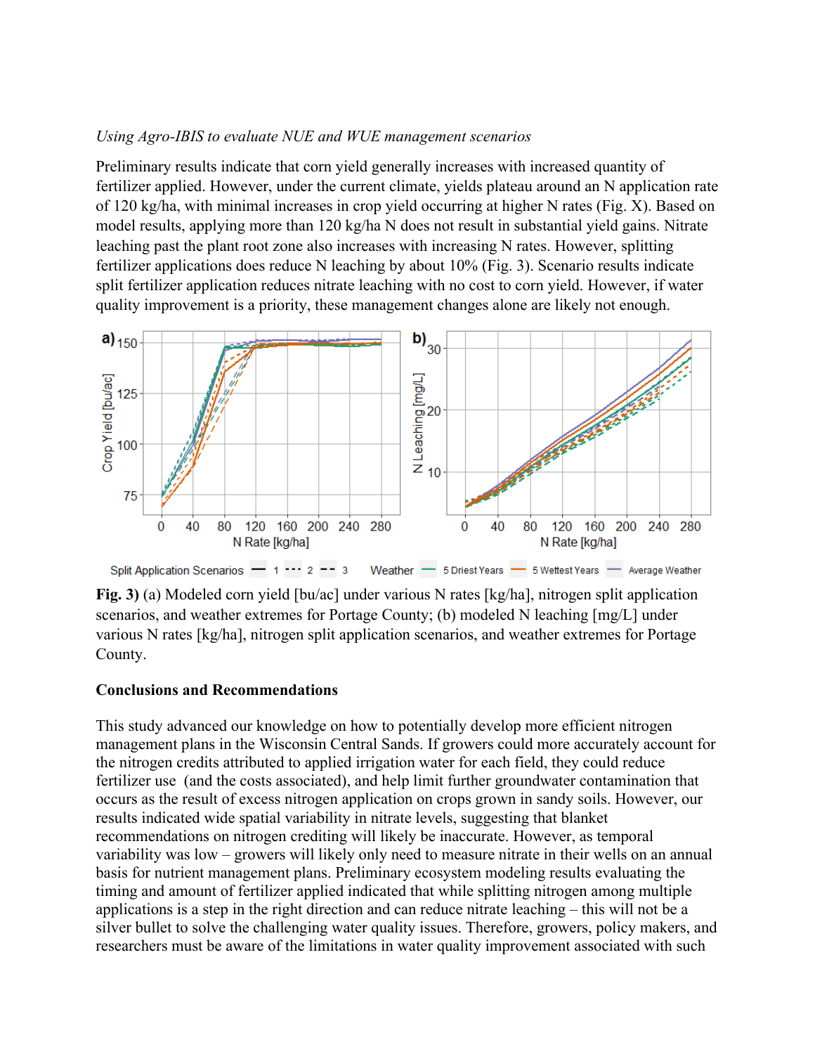*Using Agro-IBIS to evaluate NUE and WUE management scenarios*

Preliminary results indicate that corn yield generally increases with increased quantity of fertilizer applied. However, under the current climate, yields plateau around an N application rate of 120 kg/ha, with minimal increases in crop yield occurring at higher N rates (Fig. X). Based on model results, applying more than 120 kg/ha N does not result in substantial yield gains. Nitrate leaching past the plant root zone also increases with increasing N rates. However, splitting fertilizer applications does reduce N leaching by about 10% (Fig. 3). Scenario results indicate split fertilizer application reduces nitrate leaching with no cost to corn yield. However, if water quality improvement is a priority, these management changes alone are likely not enough.

**Fig. 3)** (a) Modeled corn yield [bu/ac] under various N rates [kg/ha], nitrogen split application scenarios, and weather extremes for Portage County; (b) modeled N leaching [mg/L] under various N rates [kg/ha], nitrogen split application scenarios, and weather extremes for Portage County.

**Conclusions and Recommendations**

This study advanced our knowledge on how to potentially develop more efficient nitrogen management plans in the Wisconsin Central Sands. If growers could more accurately account for the nitrogen credits attributed to applied irrigation water for each field, they could reduce fertilizer use (and the costs associated), and help limit further groundwater contamination that occurs as the result of excess nitrogen application on crops grown in sandy soils. However, our results indicated wide spatial variability in nitrate levels, suggesting that blanket recommendations on nitrogen crediting will likely be inaccurate. However, as temporal variability was low – growers will likely only need to measure nitrate in their wells on an annual basis for nutrient management plans. Preliminary ecosystem modeling results evaluating the timing and amount of fertilizer applied indicated that while splitting nitrogen among multiple applications is a step in the right direction and can reduce nitrate leaching – this will not be a silver bullet to solve the challenging water quality issues. Therefore, growers, policy makers, and researchers must be aware of the limitations in water quality improvement associated with such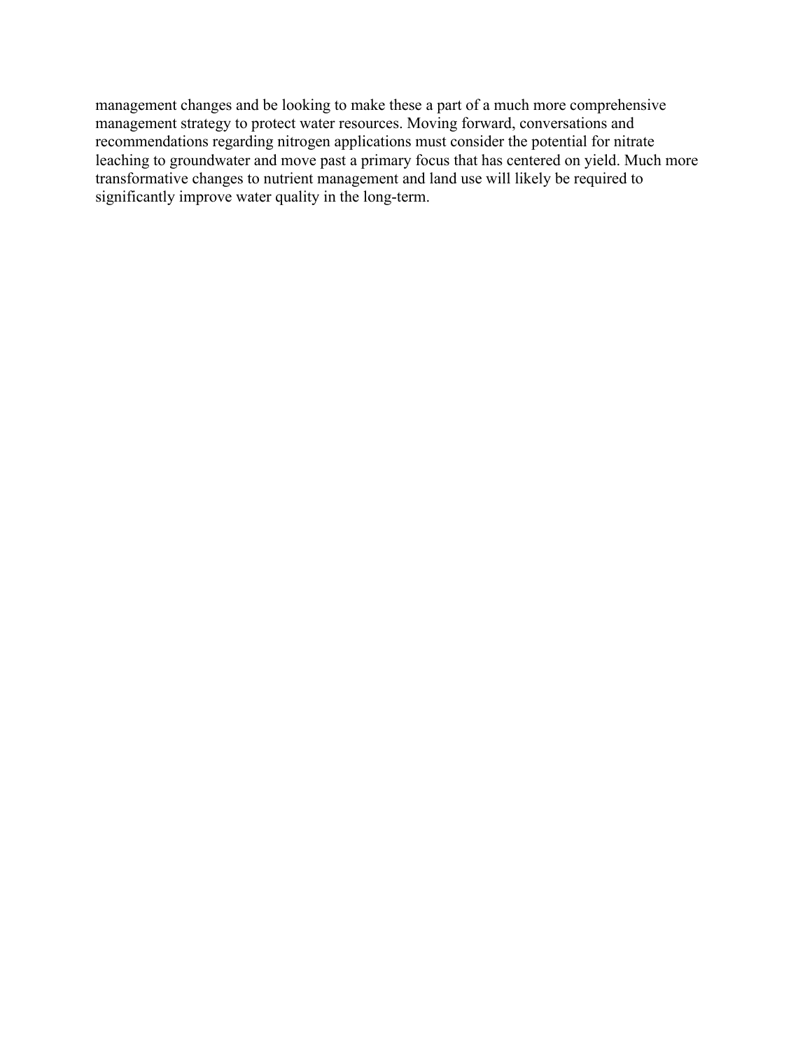management changes and be looking to make these a part of a much more comprehensive management strategy to protect water resources. Moving forward, conversations and recommendations regarding nitrogen applications must consider the potential for nitrate leaching to groundwater and move past a primary focus that has centered on yield. Much more transformative changes to nutrient management and land use will likely be required to significantly improve water quality in the long-term.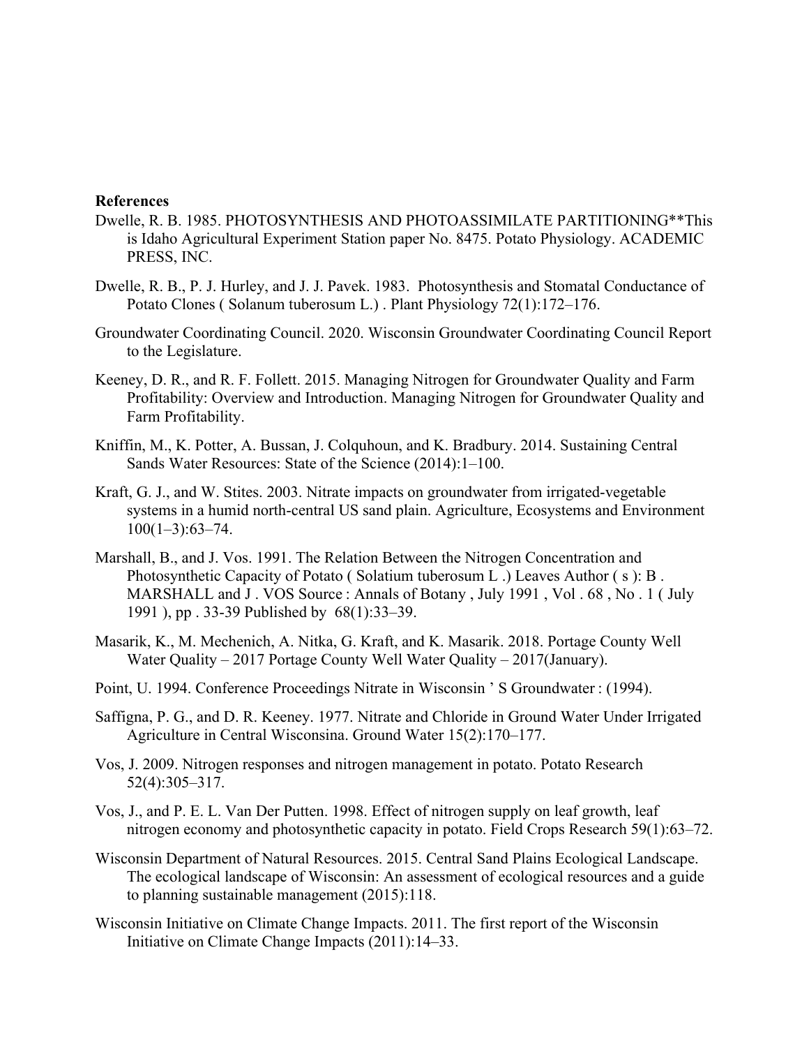**References**

Dwelle, R. B. 1985. PHOTOSYNTHESIS AND PHOTOASSIMILATE PARTITIONING**This is Idaho Agricultural Experiment Station paper No. 8475. Potato Physiology. ACADEMIC PRESS, INC.

Dwelle, R. B., P. J. Hurley, and J. J. Pavek. 1983. Photosynthesis and Stomatal Conductance of Potato Clones ( Solanum tuberosum L.) . Plant Physiology 72(1):172–176.

Groundwater Coordinating Council. 2020. Wisconsin Groundwater Coordinating Council Report to the Legislature.

Keeney, D. R., and R. F. Follett. 2015. Managing Nitrogen for Groundwater Quality and Farm Profitability: Overview and Introduction. Managing Nitrogen for Groundwater Quality and Farm Profitability.

Kniffin, M., K. Potter, A. Bussan, J. Colquhoun, and K. Bradbury. 2014. Sustaining Central Sands Water Resources: State of the Science (2014):1–100.

Kraft, G. J., and W. Stites. 2003. Nitrate impacts on groundwater from irrigated-vegetable systems in a humid north-central US sand plain. Agriculture, Ecosystems and Environment 100(1–3):63–74.

Marshall, B., and J. Vos. 1991. The Relation Between the Nitrogen Concentration and Photosynthetic Capacity of Potato ( Solatium tuberosum L .) Leaves Author ( s ): B . MARSHALL and J . VOS Source : Annals of Botany , July 1991 , Vol . 68 , No . 1 ( July 1991 ), pp . 33-39 Published by 68(1):33–39.

Masarik, K., M. Mechenich, A. Nitka, G. Kraft, and K. Masarik. 2018. Portage County Well Water Quality – 2017 Portage County Well Water Quality – 2017(January).

Point, U. 1994. Conference Proceedings Nitrate in Wisconsin ' S Groundwater : (1994).

Saffigna, P. G., and D. R. Keeney. 1977. Nitrate and Chloride in Ground Water Under Irrigated Agriculture in Central Wisconsina. Ground Water 15(2):170–177.

Vos, J. 2009. Nitrogen responses and nitrogen management in potato. Potato Research 52(4):305–317.

Vos, J., and P. E. L. Van Der Putten. 1998. Effect of nitrogen supply on leaf growth, leaf nitrogen economy and photosynthetic capacity in potato. Field Crops Research 59(1):63–72.

Wisconsin Department of Natural Resources. 2015. Central Sand Plains Ecological Landscape. The ecological landscape of Wisconsin: An assessment of ecological resources and a guide to planning sustainable management (2015):118.

Wisconsin Initiative on Climate Change Impacts. 2011. The first report of the Wisconsin Initiative on Climate Change Impacts (2011):14–33.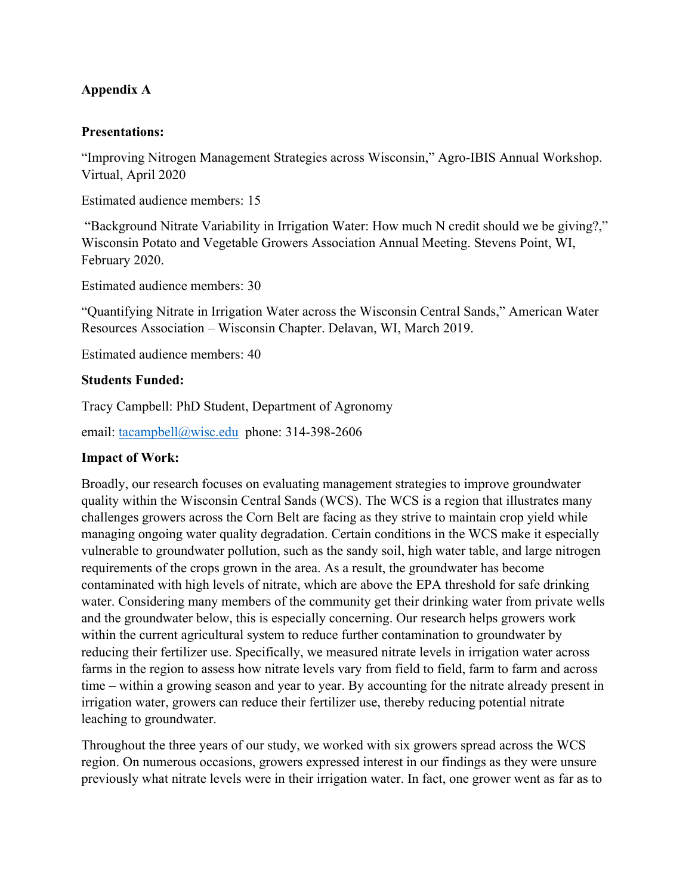**Appendix A**

**Presentations:**

“Improving Nitrogen Management Strategies across Wisconsin,” Agro-IBIS Annual Workshop. Virtual, April 2020

Estimated audience members: 15

“Background Nitrate Variability in Irrigation Water: How much N credit should we be giving?,” Wisconsin Potato and Vegetable Growers Association Annual Meeting. Stevens Point, WI, February 2020.

Estimated audience members: 30

“Quantifying Nitrate in Irrigation Water across the Wisconsin Central Sands,” American Water Resources Association – Wisconsin Chapter. Delavan, WI, March 2019.

Estimated audience members: 40

**Students Funded:**

Tracy Campbell: PhD Student, Department of Agronomy

email: tacampbell@wisc.edu phone: 314-398-2606

**Impact of Work:**

Broadly, our research focuses on evaluating management strategies to improve groundwater quality within the Wisconsin Central Sands (WCS). The WCS is a region that illustrates many challenges growers across the Corn Belt are facing as they strive to maintain crop yield while managing ongoing water quality degradation. Certain conditions in the WCS make it especially vulnerable to groundwater pollution, such as the sandy soil, high water table, and large nitrogen requirements of the crops grown in the area. As a result, the groundwater has become contaminated with high levels of nitrate, which are above the EPA threshold for safe drinking water. Considering many members of the community get their drinking water from private wells and the groundwater below, this is especially concerning. Our research helps growers work within the current agricultural system to reduce further contamination to groundwater by reducing their fertilizer use. Specifically, we measured nitrate levels in irrigation water across farms in the region to assess how nitrate levels vary from field to field, farm to farm and across time – within a growing season and year to year. By accounting for the nitrate already present in irrigation water, growers can reduce their fertilizer use, thereby reducing potential nitrate leaching to groundwater.

Throughout the three years of our study, we worked with six growers spread across the WCS region. On numerous occasions, growers expressed interest in our findings as they were unsure previously what nitrate levels were in their irrigation water. In fact, one grower went as far as to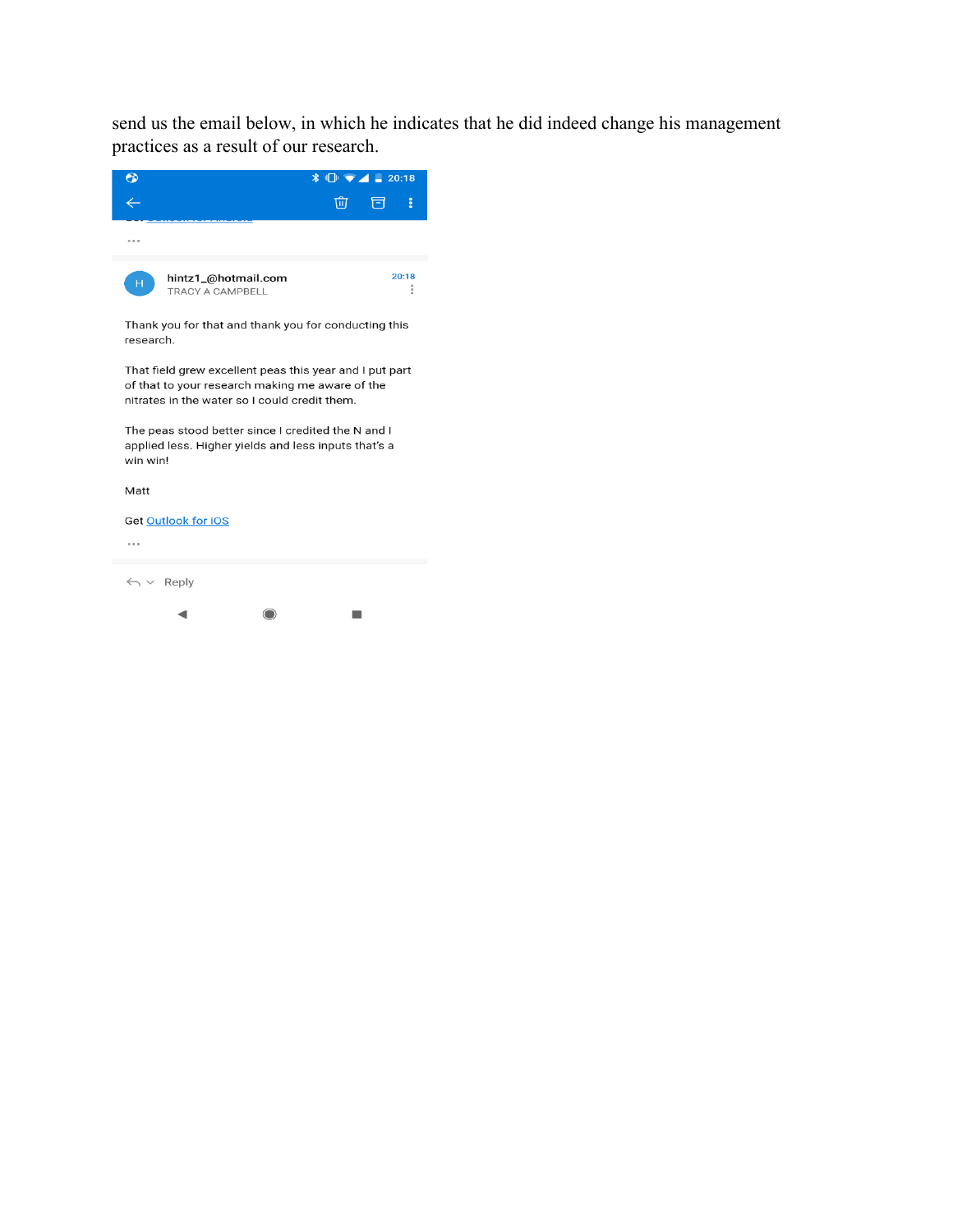send us the email below, in which he indicates that he did indeed change his management practices as a result of our research.

hintz1_@hotmail.com
TRACY A CAMPBELL

20:18

Thank you for that and thank you for conducting this research.

That field grew excellent peas this year and I put part of that to your research making me aware of the nitrates in the water so I could credit them.

The peas stood better since I credited the N and I applied less. Higher yields and less inputs that's a win win!

Matt

Get Outlook for iOS

Reply